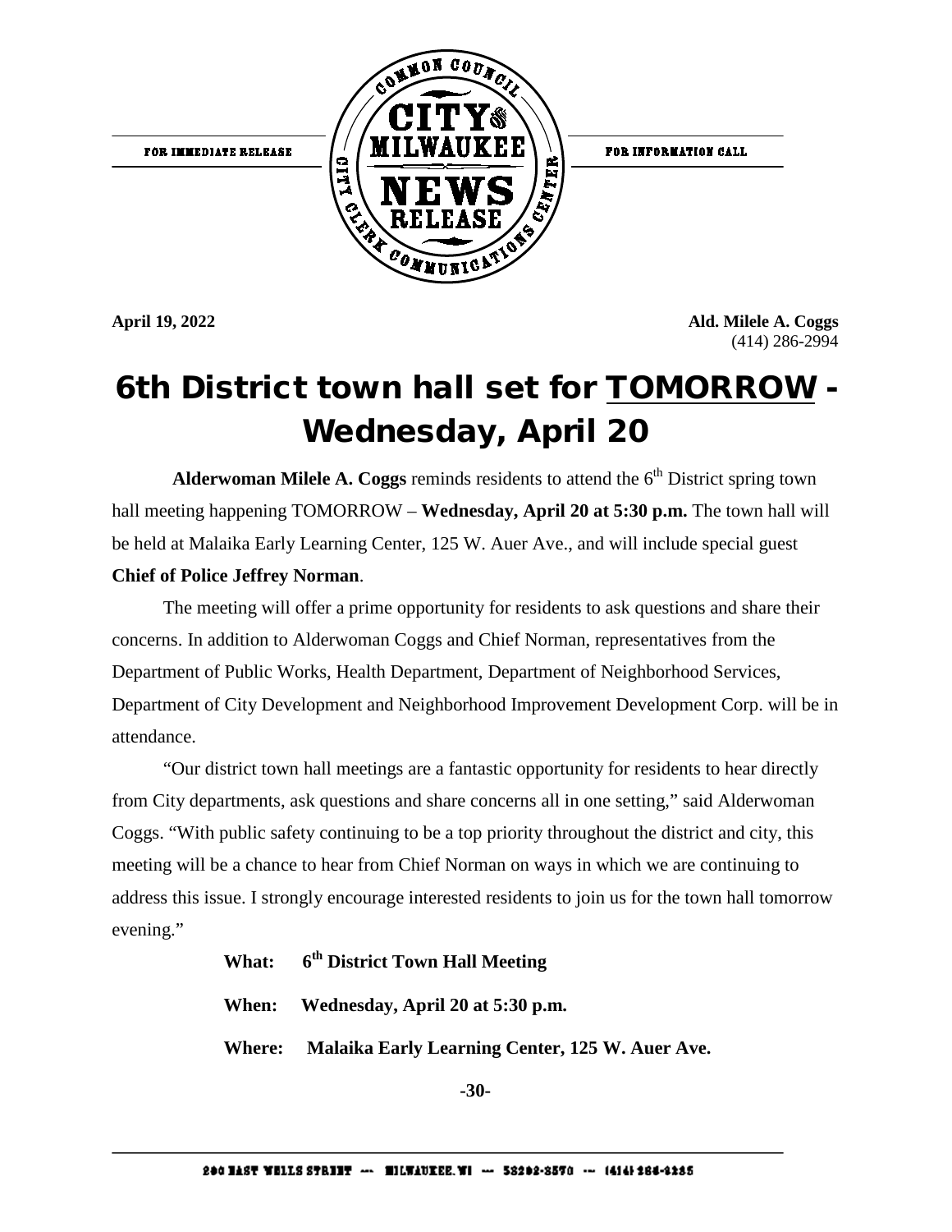FOR IMMEDIATE RELEASE

COMMON COUNCIL CITY OF MILWAUKEE NEWS RELEASE CITY CLERK COMMUNICATIONS CENTER

FOR INFORMATION CALL

**April 19, 2022**

**Ald. Milele A. Coggs**
(414) 286-2994

# 6th District town hall set for TOMORROW - Wednesday, April 20

**Alderwoman Milele A. Coggs** reminds residents to attend the 6th District spring town hall meeting happening TOMORROW – **Wednesday, April 20 at 5:30 p.m.** The town hall will be held at Malaika Early Learning Center, 125 W. Auer Ave., and will include special guest **Chief of Police Jeffrey Norman**.

The meeting will offer a prime opportunity for residents to ask questions and share their concerns. In addition to Alderwoman Coggs and Chief Norman, representatives from the Department of Public Works, Health Department, Department of Neighborhood Services, Department of City Development and Neighborhood Improvement Development Corp. will be in attendance.

"Our district town hall meetings are a fantastic opportunity for residents to hear directly from City departments, ask questions and share concerns all in one setting," said Alderwoman Coggs. "With public safety continuing to be a top priority throughout the district and city, this meeting will be a chance to hear from Chief Norman on ways in which we are continuing to address this issue. I strongly encourage interested residents to join us for the town hall tomorrow evening."

**What:** **6th District Town Hall Meeting**

**When:** **Wednesday, April 20 at 5:30 p.m.**

**Where:** **Malaika Early Learning Center, 125 W. Auer Ave.**

**-30-**

200 EAST WELLS STREET — MILWAUKEE, WI — 53202-3570 — (414) 286-2235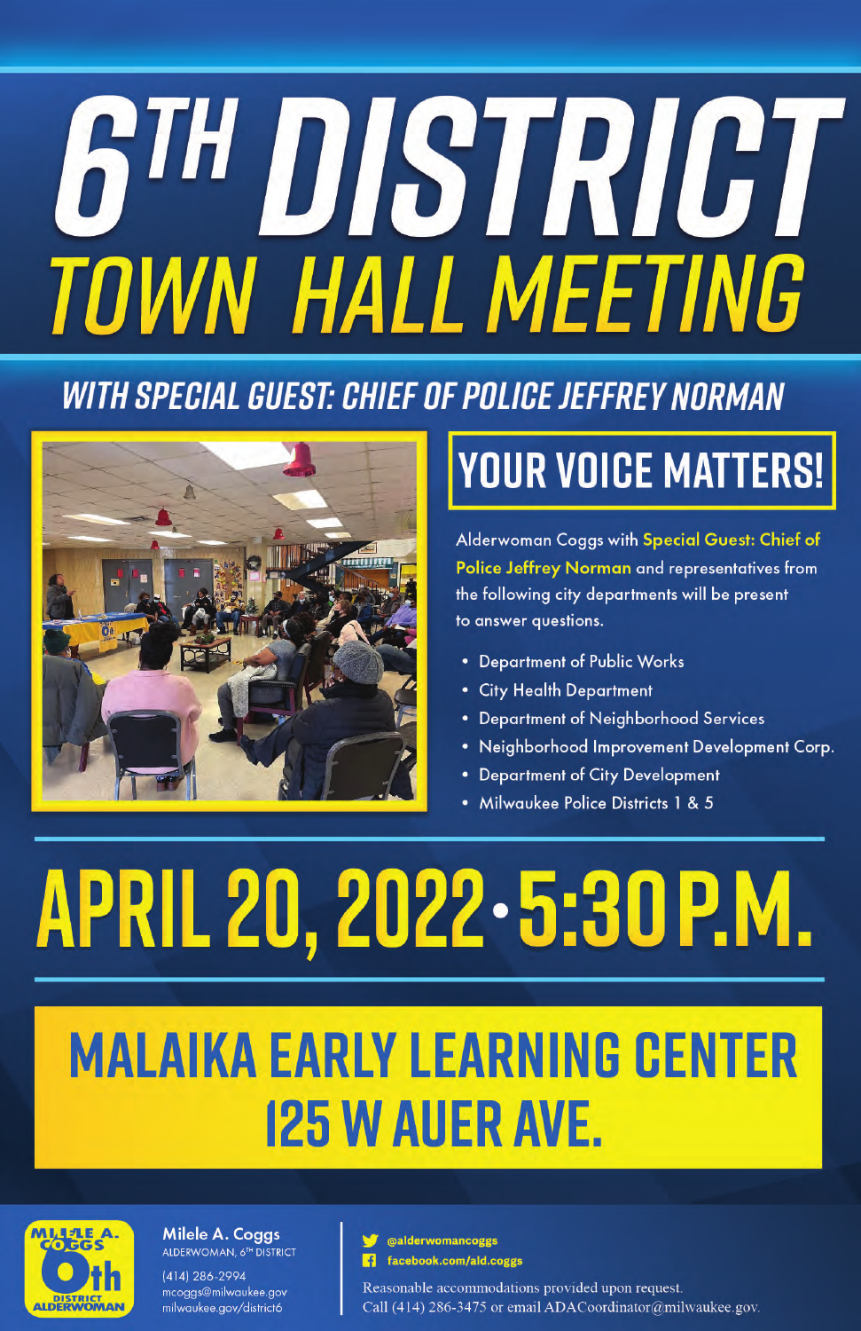# 6TH DISTRICT TOWN HALL MEETING

## WITH SPECIAL GUEST: CHIEF OF POLICE JEFFREY NORMAN

## YOUR VOICE MATTERS!

Alderwoman Coggs with **Special Guest: Chief of Police Jeffrey Norman** and representatives from the following city departments will be present to answer questions.

- Department of Public Works
- City Health Department
- Department of Neighborhood Services
- Neighborhood Improvement Development Corp.
- Department of City Development
- Milwaukee Police Districts 1 & 5

# APRIL 20, 2022 • 5:30 P.M.

# MALAIKA EARLY LEARNING CENTER 125 W AUER AVE.

MILELE A. COGGS 6th DISTRICT ALDERWOMAN

**Milele A. Coggs**
ALDERWOMAN, 6TH DISTRICT
(414) 286-2994
mcoggs@milwaukee.gov
milwaukee.gov/district6

@alderwomancoggs
facebook.com/ald.coggs

Reasonable accommodations provided upon request.
Call (414) 286-3475 or email ADACoordinator@milwaukee.gov.